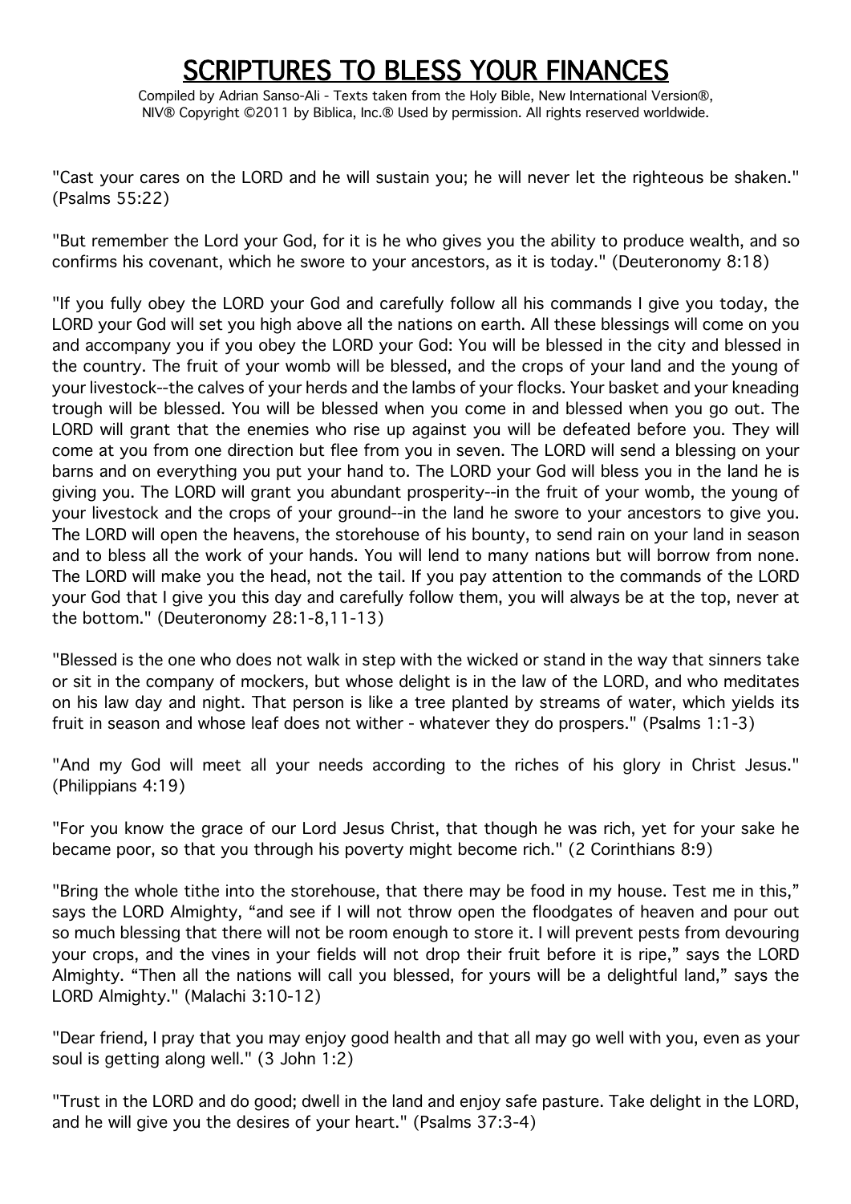# SCRIPTURES TO BLESS YOUR FINANCES

Compiled by Adrian Sanso-Ali - Texts taken from the Holy Bible, New International Version®, NIV® Copyright ©2011 by Biblica, Inc.® Used by permission. All rights reserved worldwide.

"Cast your cares on the LORD and he will sustain you; he will never let the righteous be shaken." (Psalms 55:22)

"But remember the Lord your God, for it is he who gives you the ability to produce wealth, and so confirms his covenant, which he swore to your ancestors, as it is today." (Deuteronomy 8:18)

"If you fully obey the LORD your God and carefully follow all his commands I give you today, the LORD your God will set you high above all the nations on earth. All these blessings will come on you and accompany you if you obey the LORD your God: You will be blessed in the city and blessed in the country. The fruit of your womb will be blessed, and the crops of your land and the young of your livestock--the calves of your herds and the lambs of your flocks. Your basket and your kneading trough will be blessed. You will be blessed when you come in and blessed when you go out. The LORD will grant that the enemies who rise up against you will be defeated before you. They will come at you from one direction but flee from you in seven. The LORD will send a blessing on your barns and on everything you put your hand to. The LORD your God will bless you in the land he is giving you. The LORD will grant you abundant prosperity--in the fruit of your womb, the young of your livestock and the crops of your ground--in the land he swore to your ancestors to give you. The LORD will open the heavens, the storehouse of his bounty, to send rain on your land in season and to bless all the work of your hands. You will lend to many nations but will borrow from none. The LORD will make you the head, not the tail. If you pay attention to the commands of the LORD your God that I give you this day and carefully follow them, you will always be at the top, never at the bottom." (Deuteronomy 28:1-8,11-13)

"Blessed is the one who does not walk in step with the wicked or stand in the way that sinners take or sit in the company of mockers, but whose delight is in the law of the LORD, and who meditates on his law day and night. That person is like a tree planted by streams of water, which yields its fruit in season and whose leaf does not wither - whatever they do prospers." (Psalms 1:1-3)

"And my God will meet all your needs according to the riches of his glory in Christ Jesus." (Philippians 4:19)

"For you know the grace of our Lord Jesus Christ, that though he was rich, yet for your sake he became poor, so that you through his poverty might become rich." (2 Corinthians 8:9)

"Bring the whole tithe into the storehouse, that there may be food in my house. Test me in this," says the LORD Almighty, "and see if I will not throw open the floodgates of heaven and pour out so much blessing that there will not be room enough to store it. I will prevent pests from devouring your crops, and the vines in your fields will not drop their fruit before it is ripe," says the LORD Almighty. "Then all the nations will call you blessed, for yours will be a delightful land," says the LORD Almighty." (Malachi 3:10-12)

"Dear friend, I pray that you may enjoy good health and that all may go well with you, even as your soul is getting along well." (3 John 1:2)

"Trust in the LORD and do good; dwell in the land and enjoy safe pasture. Take delight in the LORD, and he will give you the desires of your heart." (Psalms 37:3-4)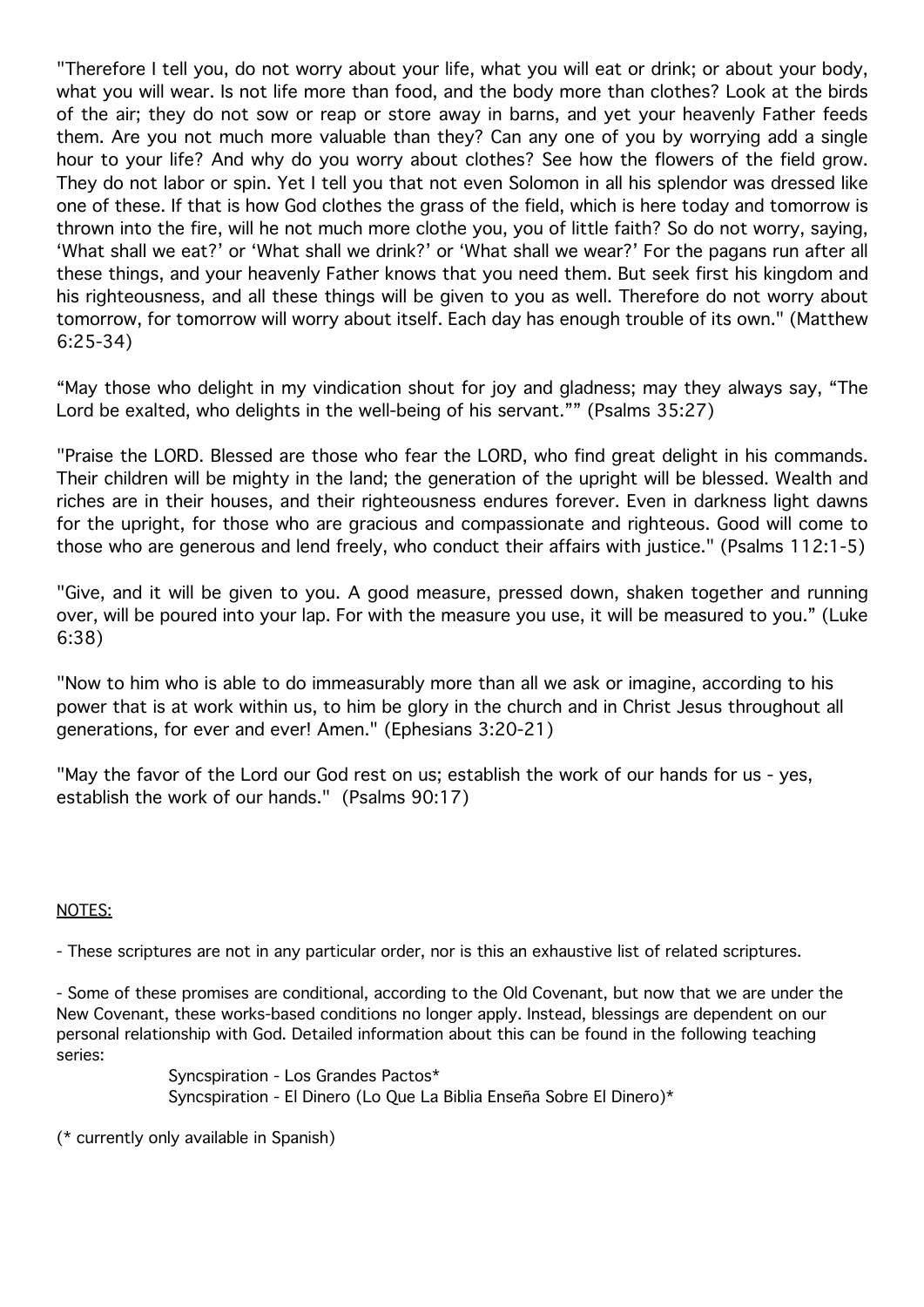"Therefore I tell you, do not worry about your life, what you will eat or drink; or about your body, what you will wear. Is not life more than food, and the body more than clothes? Look at the birds of the air; they do not sow or reap or store away in barns, and yet your heavenly Father feeds them. Are you not much more valuable than they? Can any one of you by worrying add a single hour to your life? And why do you worry about clothes? See how the flowers of the field grow. They do not labor or spin. Yet I tell you that not even Solomon in all his splendor was dressed like one of these. If that is how God clothes the grass of the field, which is here today and tomorrow is thrown into the fire, will he not much more clothe you, you of little faith? So do not worry, saying, 'What shall we eat?' or 'What shall we drink?' or 'What shall we wear?' For the pagans run after all these things, and your heavenly Father knows that you need them. But seek first his kingdom and his righteousness, and all these things will be given to you as well. Therefore do not worry about tomorrow, for tomorrow will worry about itself. Each day has enough trouble of its own." (Matthew 6:25-34)

"May those who delight in my vindication shout for joy and gladness; may they always say, "The Lord be exalted, who delights in the well-being of his servant."" (Psalms 35:27)

"Praise the LORD. Blessed are those who fear the LORD, who find great delight in his commands. Their children will be mighty in the land; the generation of the upright will be blessed. Wealth and riches are in their houses, and their righteousness endures forever. Even in darkness light dawns for the upright, for those who are gracious and compassionate and righteous. Good will come to those who are generous and lend freely, who conduct their affairs with justice." (Psalms 112:1-5)

"Give, and it will be given to you. A good measure, pressed down, shaken together and running over, will be poured into your lap. For with the measure you use, it will be measured to you." (Luke 6:38)

"Now to him who is able to do immeasurably more than all we ask or imagine, according to his power that is at work within us, to him be glory in the church and in Christ Jesus throughout all generations, for ever and ever! Amen." (Ephesians 3:20-21)

"May the favor of the Lord our God rest on us; establish the work of our hands for us - yes, establish the work of our hands." (Psalms 90:17)

NOTES:

- These scriptures are not in any particular order, nor is this an exhaustive list of related scriptures.

- Some of these promises are conditional, according to the Old Covenant, but now that we are under the New Covenant, these works-based conditions no longer apply. Instead, blessings are dependent on our personal relationship with God. Detailed information about this can be found in the following teaching series:

Syncspiration - Los Grandes Pactos*
Syncspiration - El Dinero (Lo Que La Biblia Enseña Sobre El Dinero)*

(* currently only available in Spanish)